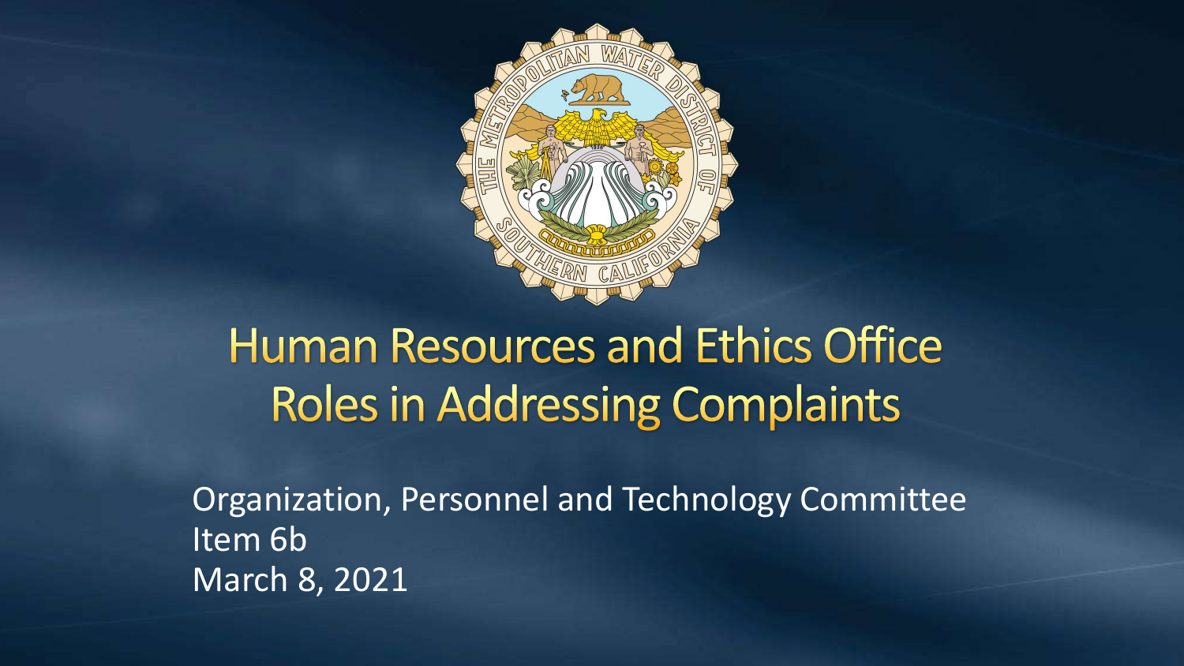# Human Resources and Ethics Office Roles in Addressing Complaints

Organization, Personnel and Technology Committee
Item 6b
March 8, 2021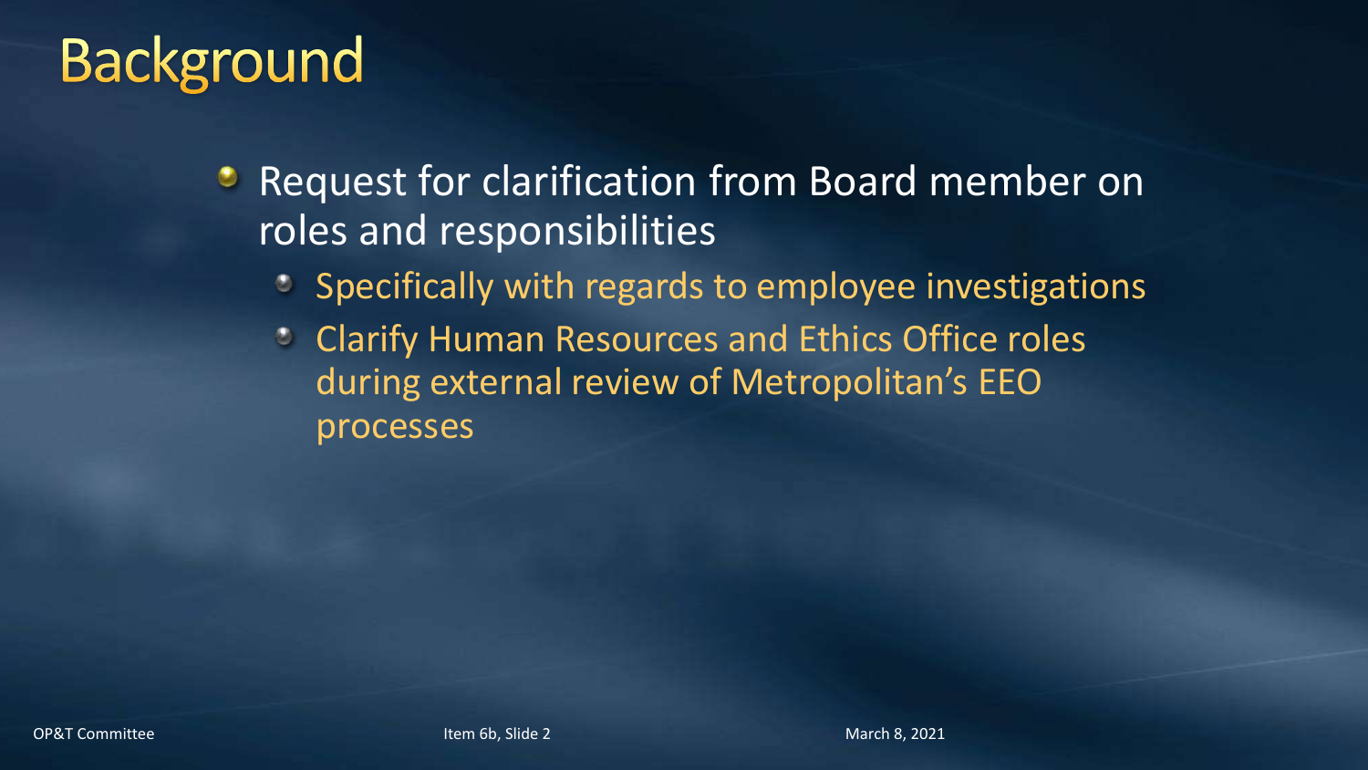# Background

- Request for clarification from Board member on roles and responsibilities
  - Specifically with regards to employee investigations
  - Clarify Human Resources and Ethics Office roles during external review of Metropolitan's EEO processes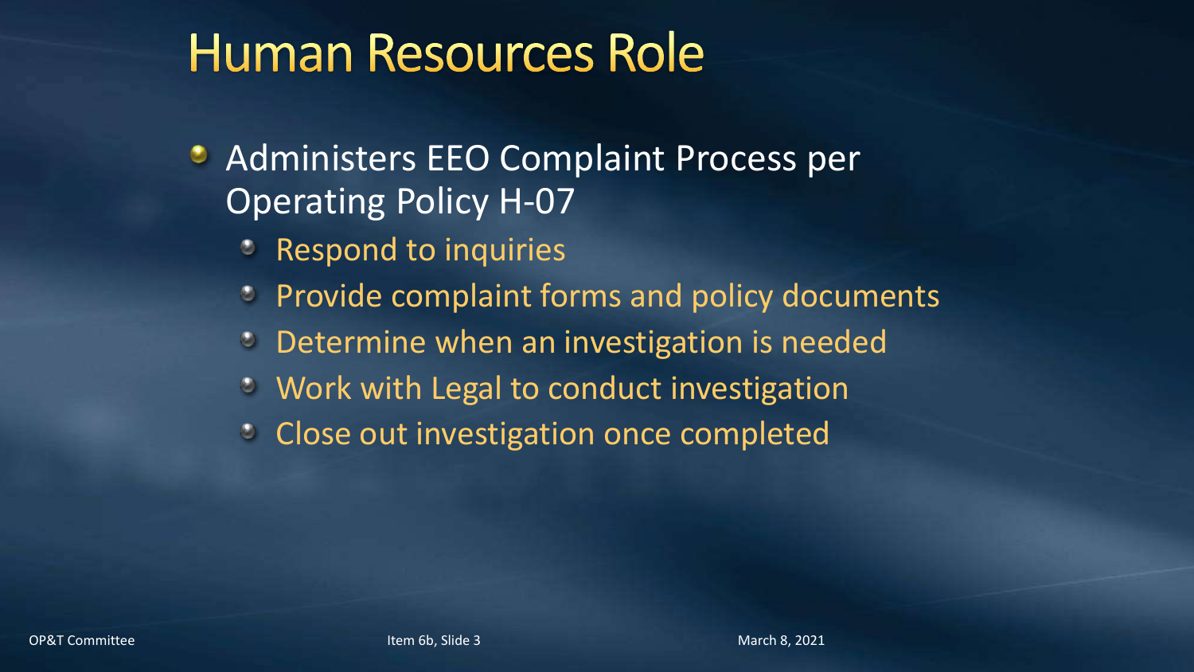# Human Resources Role

- Administers EEO Complaint Process per Operating Policy H-07
  - Respond to inquiries
  - Provide complaint forms and policy documents
  - Determine when an investigation is needed
  - Work with Legal to conduct investigation
  - Close out investigation once completed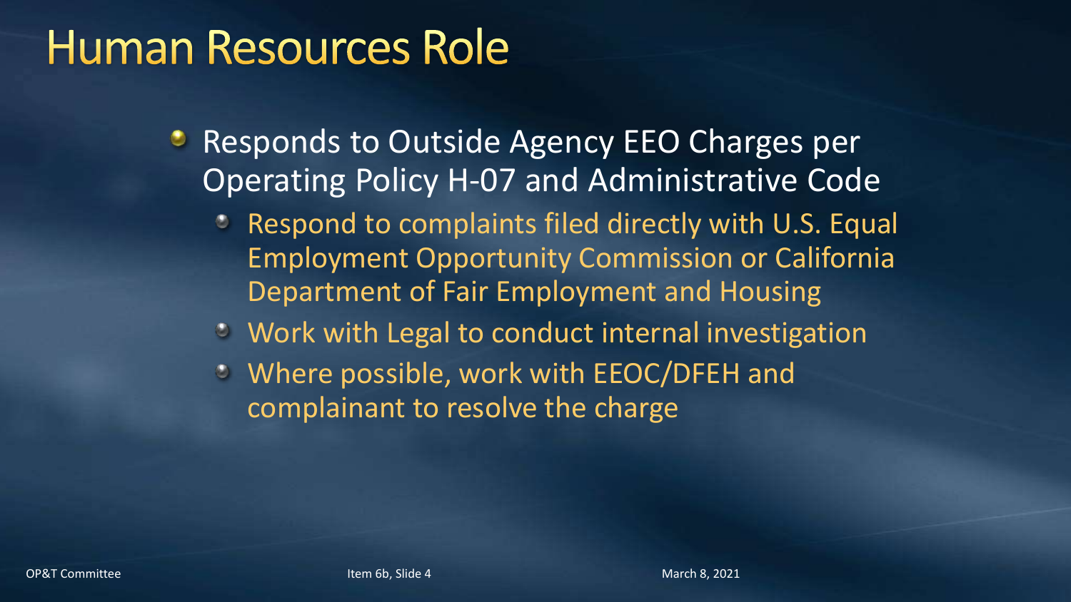# Human Resources Role

- Responds to Outside Agency EEO Charges per Operating Policy H-07 and Administrative Code
  - Respond to complaints filed directly with U.S. Equal Employment Opportunity Commission or California Department of Fair Employment and Housing
  - Work with Legal to conduct internal investigation
  - Where possible, work with EEOC/DFEH and complainant to resolve the charge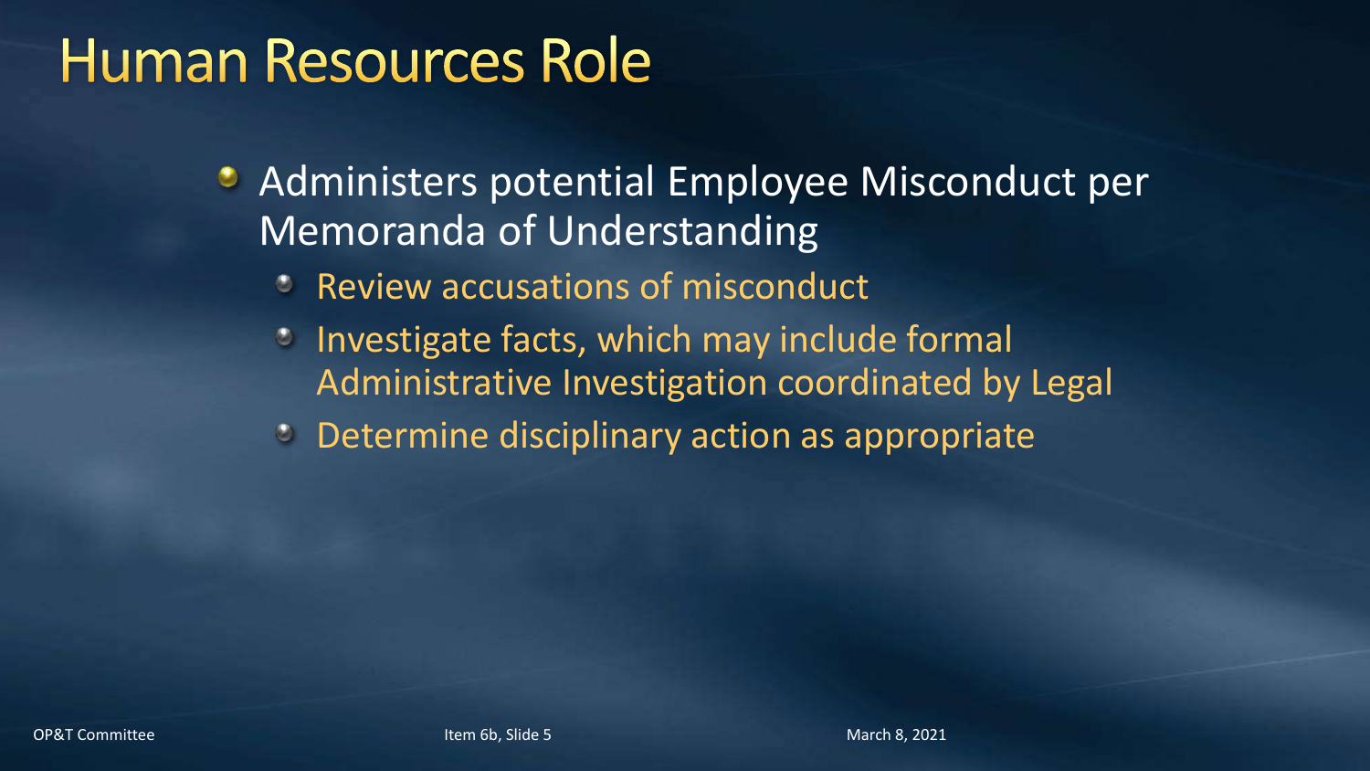# Human Resources Role

- Administers potential Employee Misconduct per Memoranda of Understanding
  - Review accusations of misconduct
  - Investigate facts, which may include formal Administrative Investigation coordinated by Legal
  - Determine disciplinary action as appropriate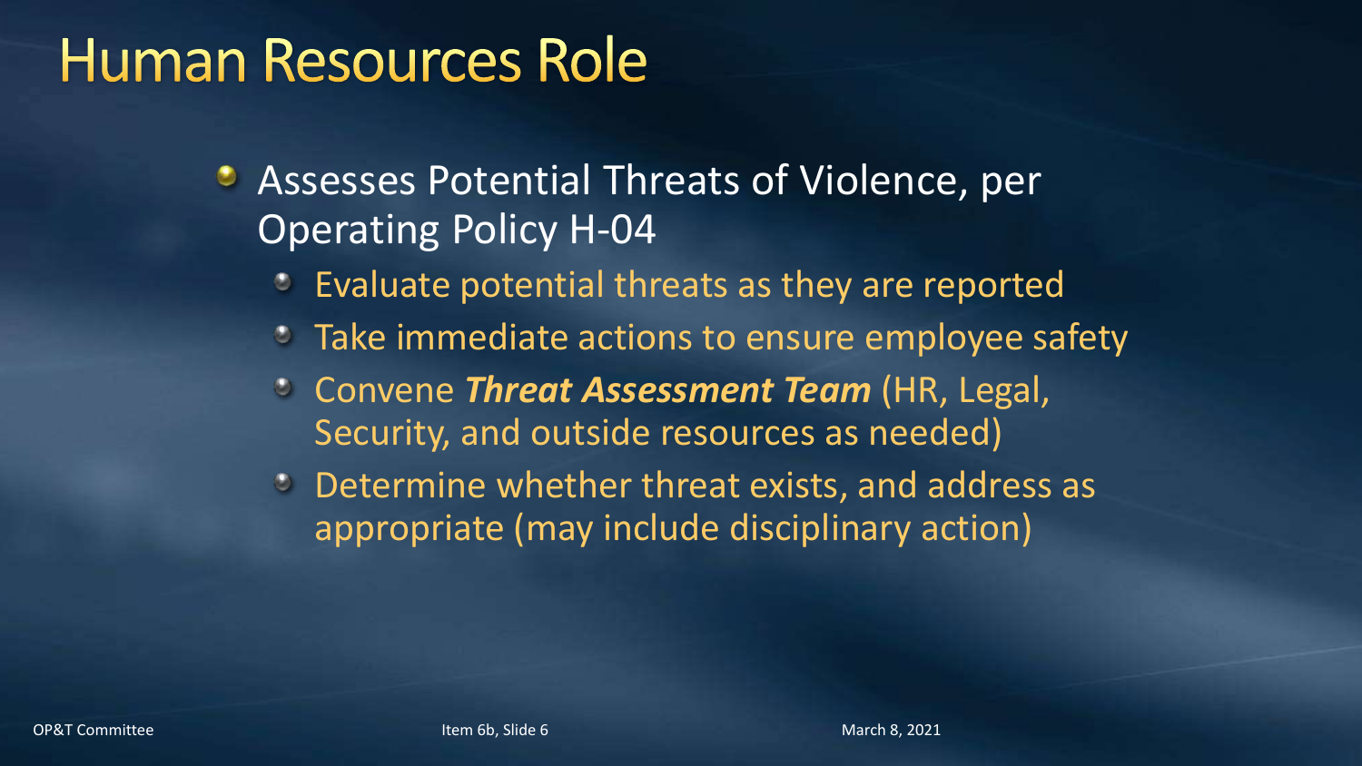# Human Resources Role

- Assesses Potential Threats of Violence, per Operating Policy H-04
  - Evaluate potential threats as they are reported
  - Take immediate actions to ensure employee safety
  - Convene ***Threat Assessment Team*** (HR, Legal, Security, and outside resources as needed)
  - Determine whether threat exists, and address as appropriate (may include disciplinary action)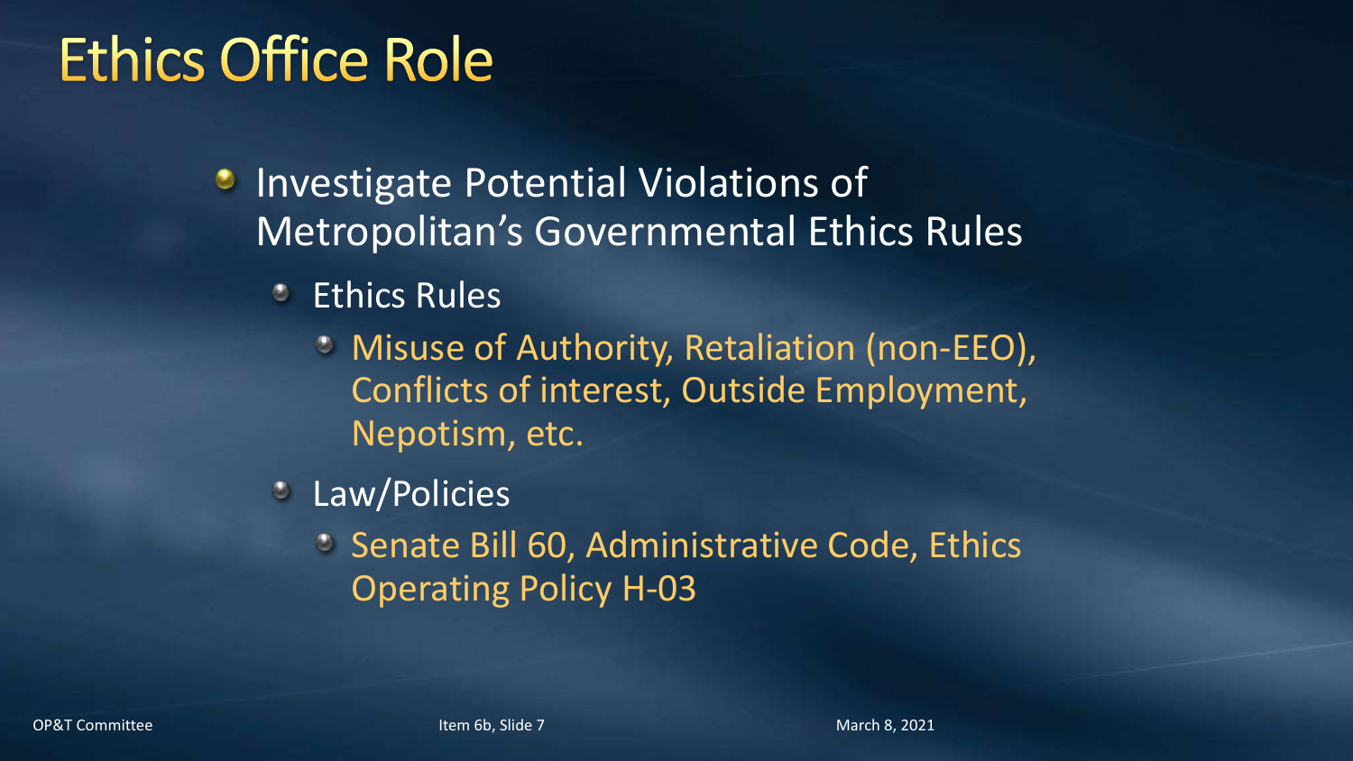# Ethics Office Role

- Investigate Potential Violations of Metropolitan's Governmental Ethics Rules
  - Ethics Rules
    - Misuse of Authority, Retaliation (non-EEO), Conflicts of interest, Outside Employment, Nepotism, etc.
  - Law/Policies
    - Senate Bill 60, Administrative Code, Ethics Operating Policy H-03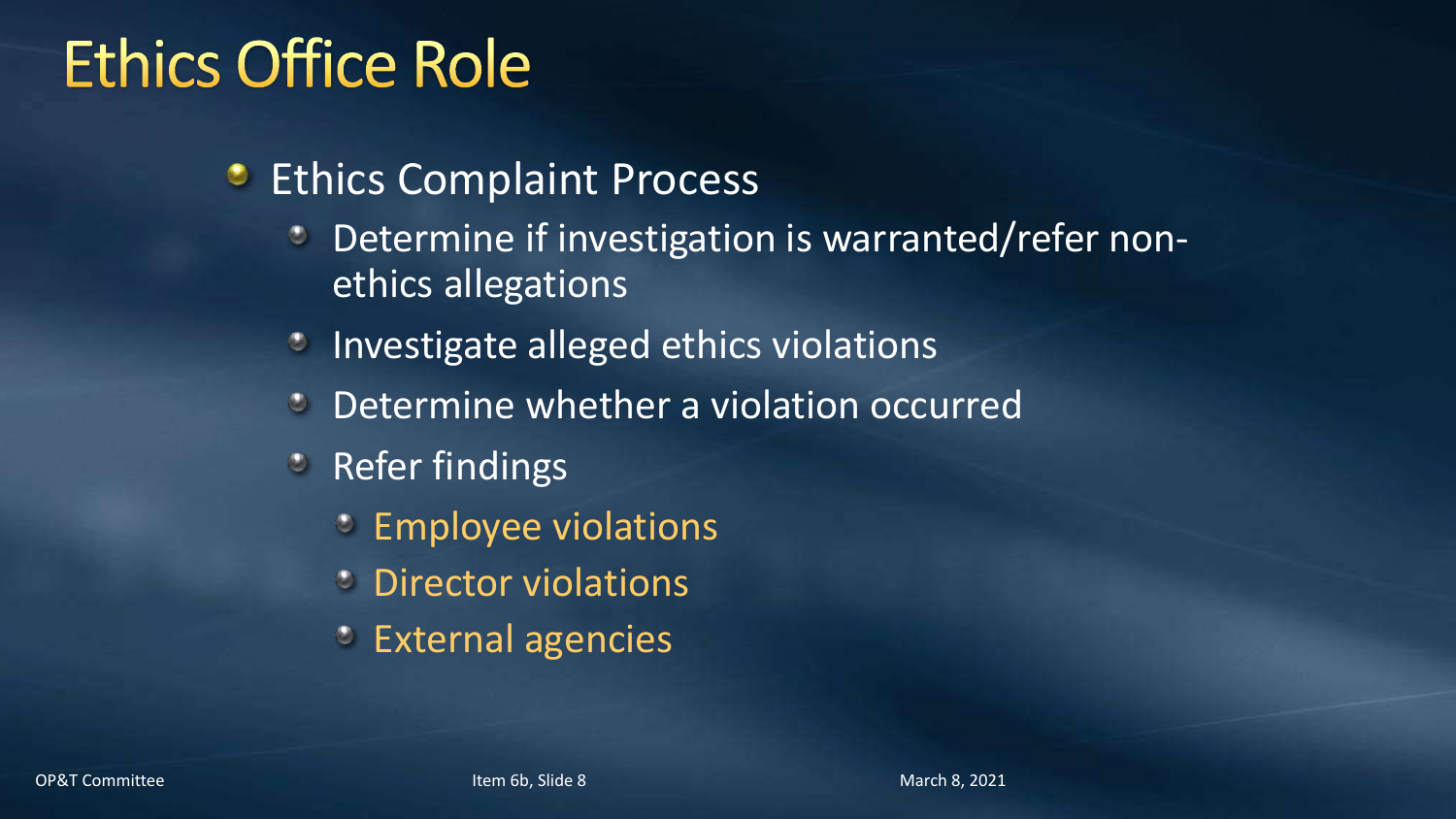# Ethics Office Role

- Ethics Complaint Process
  - Determine if investigation is warranted/refer non-ethics allegations
  - Investigate alleged ethics violations
  - Determine whether a violation occurred
  - Refer findings
    - Employee violations
    - Director violations
    - External agencies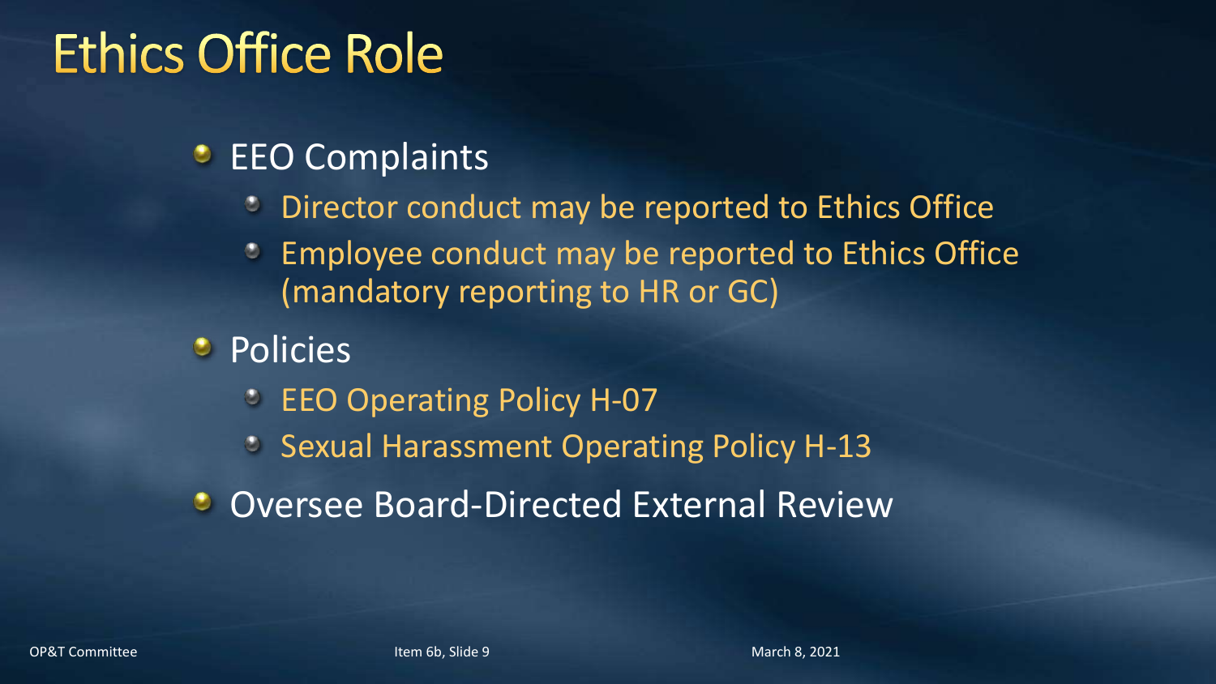# Ethics Office Role

- EEO Complaints
  - Director conduct may be reported to Ethics Office
  - Employee conduct may be reported to Ethics Office (mandatory reporting to HR or GC)
- Policies
  - EEO Operating Policy H-07
  - Sexual Harassment Operating Policy H-13
- Oversee Board-Directed External Review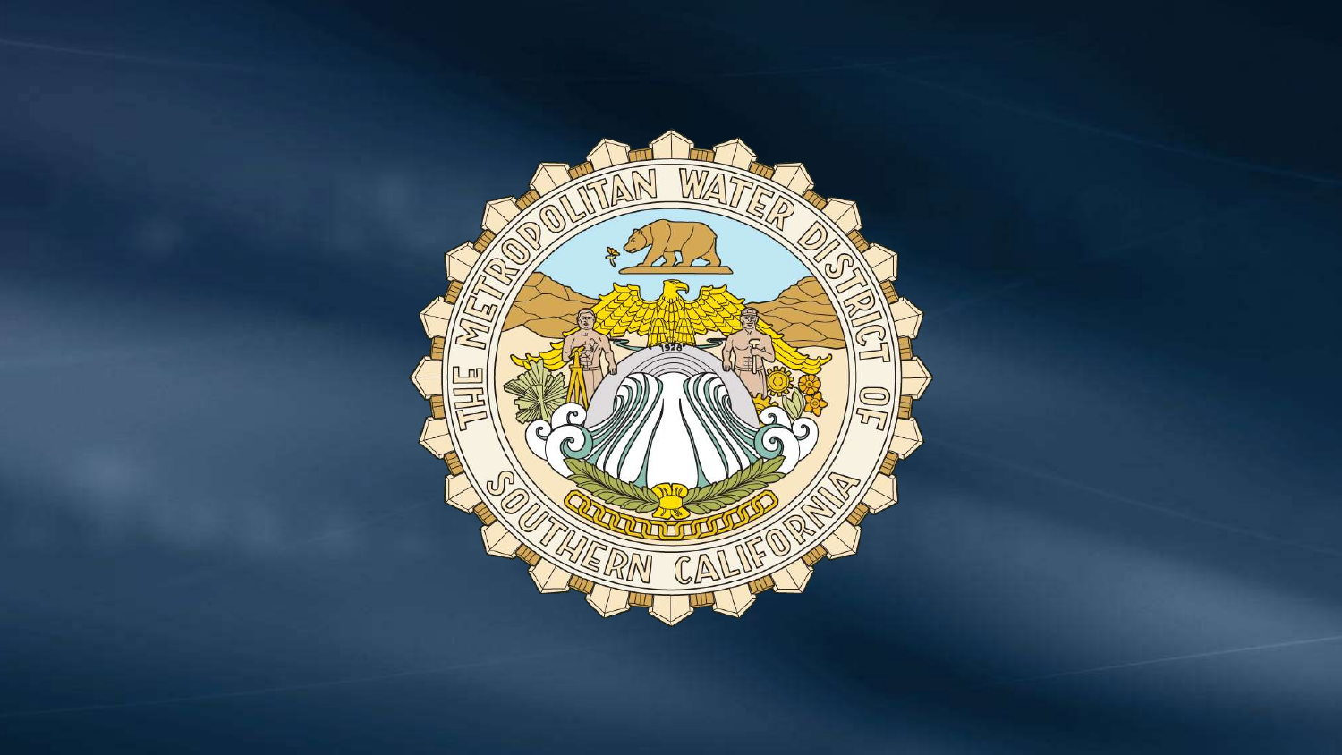THE METROPOLITAN WATER DISTRICT OF SOUTHERN CALIFORNIA